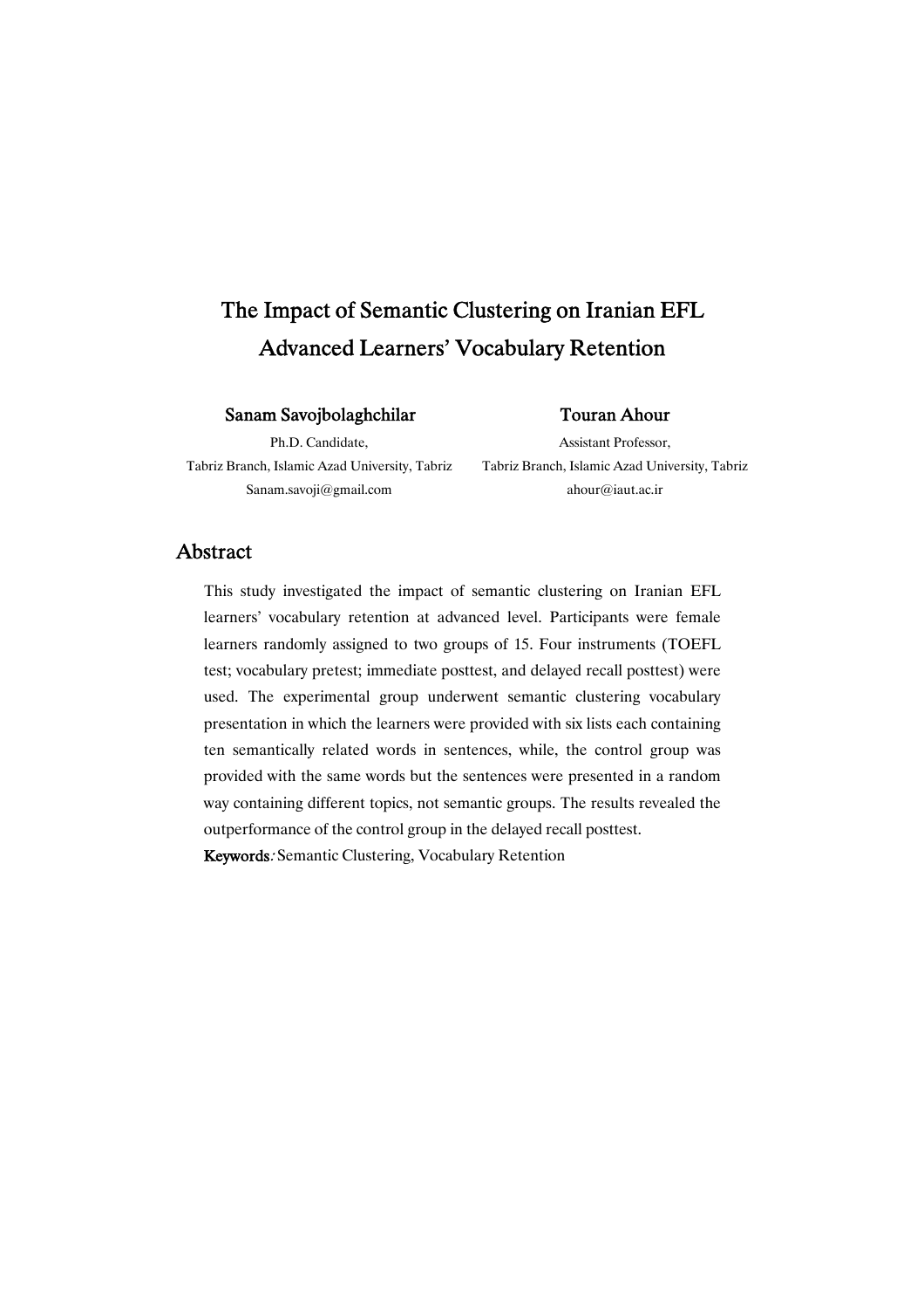# The Impact of Semantic Clustering on Iranian EFL Advanced Learners' Vocabulary Retention

**Sanam Savojbolaghchilar**
Ph.D. Candidate,
Tabriz Branch, Islamic Azad University, Tabriz
Sanam.savoji@gmail.com

**Touran Ahour**
Assistant Professor,
Tabriz Branch, Islamic Azad University, Tabriz
ahour@iaut.ac.ir

## Abstract

This study investigated the impact of semantic clustering on Iranian EFL learners' vocabulary retention at advanced level. Participants were female learners randomly assigned to two groups of 15. Four instruments (TOEFL test; vocabulary pretest; immediate posttest, and delayed recall posttest) were used. The experimental group underwent semantic clustering vocabulary presentation in which the learners were provided with six lists each containing ten semantically related words in sentences, while, the control group was provided with the same words but the sentences were presented in a random way containing different topics, not semantic groups. The results revealed the outperformance of the control group in the delayed recall posttest.

**Keywords**: Semantic Clustering, Vocabulary Retention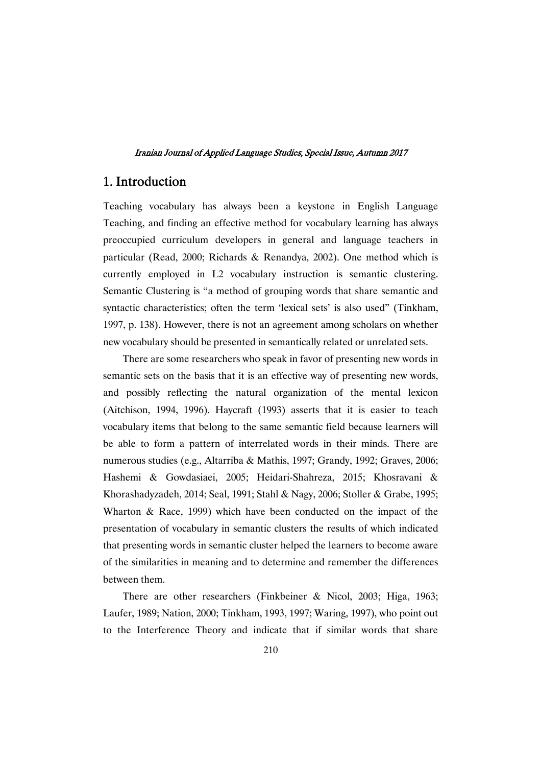## 1. Introduction

Teaching vocabulary has always been a keystone in English Language Teaching, and finding an effective method for vocabulary learning has always preoccupied curriculum developers in general and language teachers in particular (Read, 2000; Richards & Renandya, 2002). One method which is currently employed in L2 vocabulary instruction is semantic clustering. Semantic Clustering is "a method of grouping words that share semantic and syntactic characteristics; often the term 'lexical sets' is also used" (Tinkham, 1997, p. 138). However, there is not an agreement among scholars on whether new vocabulary should be presented in semantically related or unrelated sets.

There are some researchers who speak in favor of presenting new words in semantic sets on the basis that it is an effective way of presenting new words, and possibly reflecting the natural organization of the mental lexicon (Aitchison, 1994, 1996). Haycraft (1993) asserts that it is easier to teach vocabulary items that belong to the same semantic field because learners will be able to form a pattern of interrelated words in their minds. There are numerous studies (e.g., Altarriba & Mathis, 1997; Grandy, 1992; Graves, 2006; Hashemi & Gowdasiaei, 2005; Heidari-Shahreza, 2015; Khosravani & Khorashadyzadeh, 2014; Seal, 1991; Stahl & Nagy, 2006; Stoller & Grabe, 1995; Wharton & Race, 1999) which have been conducted on the impact of the presentation of vocabulary in semantic clusters the results of which indicated that presenting words in semantic cluster helped the learners to become aware of the similarities in meaning and to determine and remember the differences between them.

There are other researchers (Finkbeiner & Nicol, 2003; Higa, 1963; Laufer, 1989; Nation, 2000; Tinkham, 1993, 1997; Waring, 1997), who point out to the Interference Theory and indicate that if similar words that share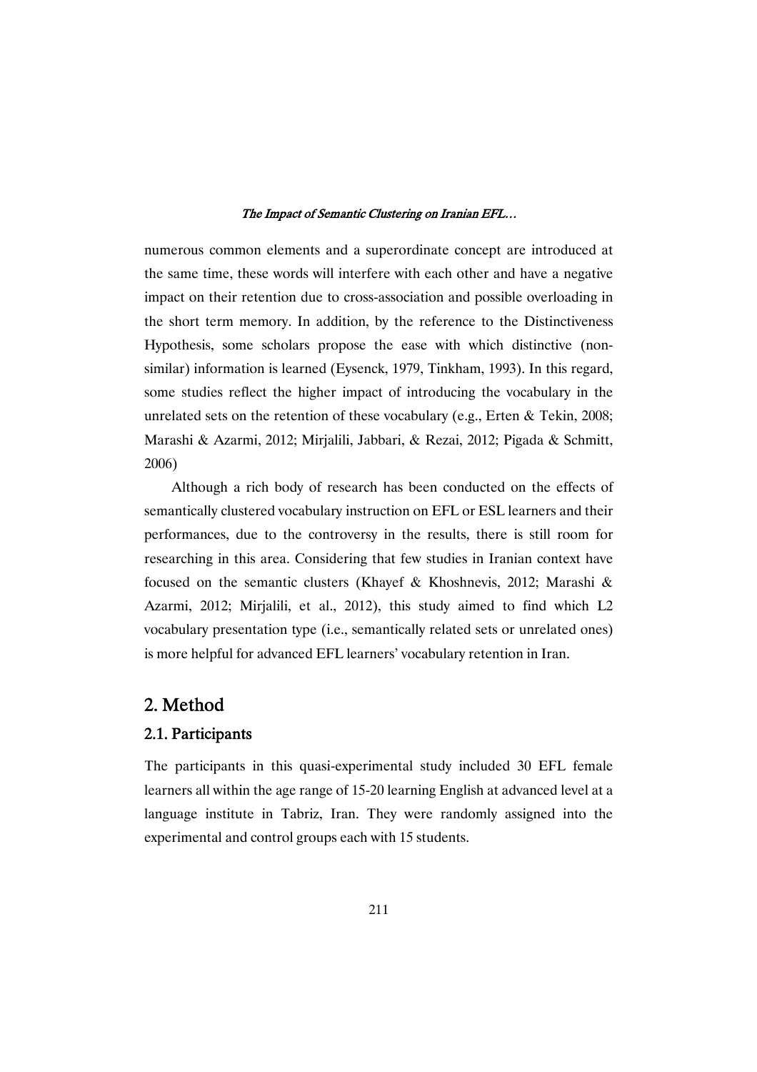numerous common elements and a superordinate concept are introduced at the same time, these words will interfere with each other and have a negative impact on their retention due to cross-association and possible overloading in the short term memory. In addition, by the reference to the Distinctiveness Hypothesis, some scholars propose the ease with which distinctive (non-similar) information is learned (Eysenck, 1979, Tinkham, 1993). In this regard, some studies reflect the higher impact of introducing the vocabulary in the unrelated sets on the retention of these vocabulary (e.g., Erten & Tekin, 2008; Marashi & Azarmi, 2012; Mirjalili, Jabbari, & Rezai, 2012; Pigada & Schmitt, 2006)

Although a rich body of research has been conducted on the effects of semantically clustered vocabulary instruction on EFL or ESL learners and their performances, due to the controversy in the results, there is still room for researching in this area. Considering that few studies in Iranian context have focused on the semantic clusters (Khayef & Khoshnevis, 2012; Marashi & Azarmi, 2012; Mirjalili, et al., 2012), this study aimed to find which L2 vocabulary presentation type (i.e., semantically related sets or unrelated ones) is more helpful for advanced EFL learners' vocabulary retention in Iran.

## 2. Method

### 2.1. Participants

The participants in this quasi-experimental study included 30 EFL female learners all within the age range of 15-20 learning English at advanced level at a language institute in Tabriz, Iran. They were randomly assigned into the experimental and control groups each with 15 students.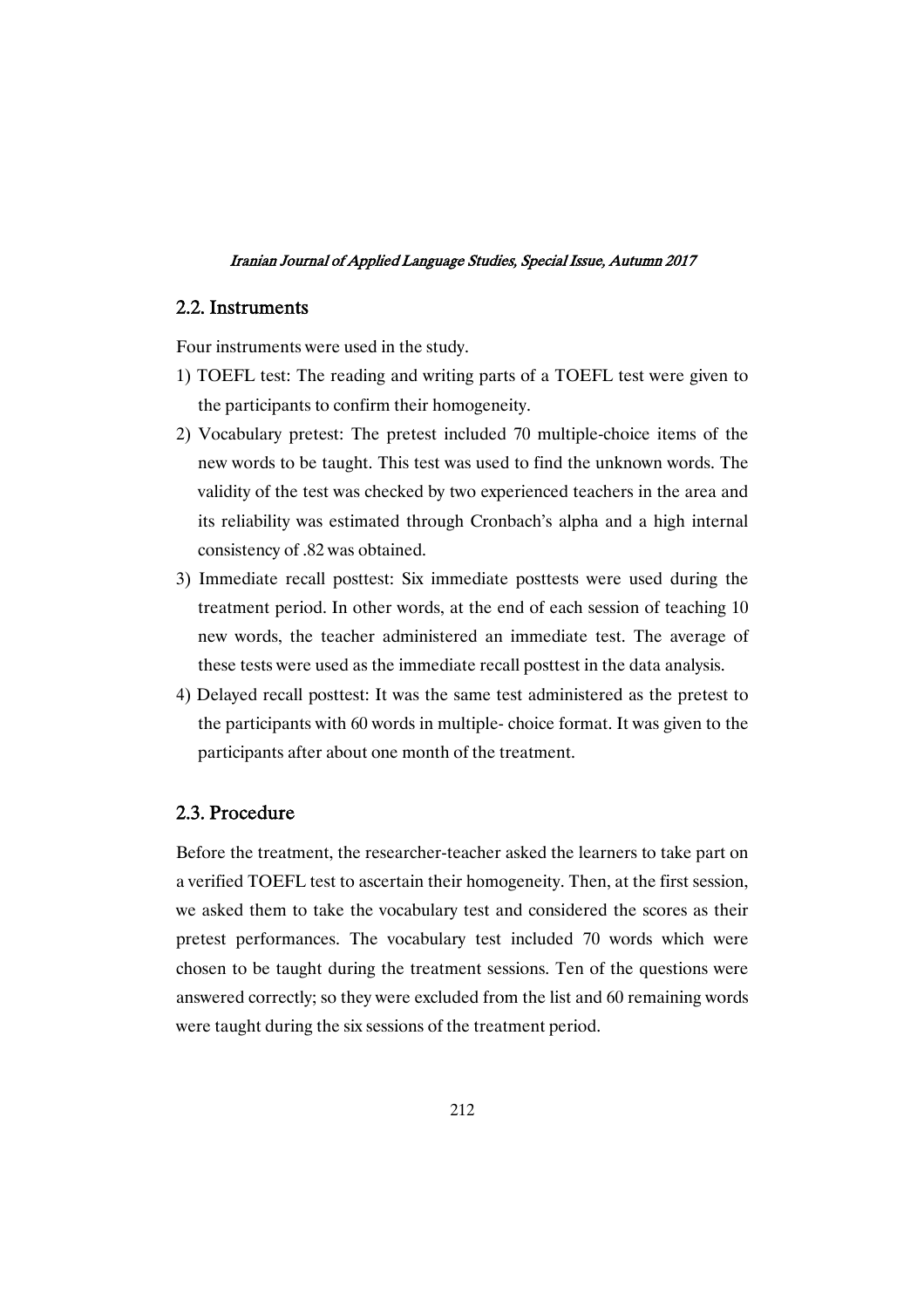## 2.2. Instruments

Four instruments were used in the study.

1) TOEFL test: The reading and writing parts of a TOEFL test were given to the participants to confirm their homogeneity.
2) Vocabulary pretest: The pretest included 70 multiple-choice items of the new words to be taught. This test was used to find the unknown words. The validity of the test was checked by two experienced teachers in the area and its reliability was estimated through Cronbach's alpha and a high internal consistency of .82 was obtained.
3) Immediate recall posttest: Six immediate posttests were used during the treatment period. In other words, at the end of each session of teaching 10 new words, the teacher administered an immediate test. The average of these tests were used as the immediate recall posttest in the data analysis.
4) Delayed recall posttest: It was the same test administered as the pretest to the participants with 60 words in multiple- choice format. It was given to the participants after about one month of the treatment.

## 2.3. Procedure

Before the treatment, the researcher-teacher asked the learners to take part on a verified TOEFL test to ascertain their homogeneity. Then, at the first session, we asked them to take the vocabulary test and considered the scores as their pretest performances. The vocabulary test included 70 words which were chosen to be taught during the treatment sessions. Ten of the questions were answered correctly; so they were excluded from the list and 60 remaining words were taught during the six sessions of the treatment period.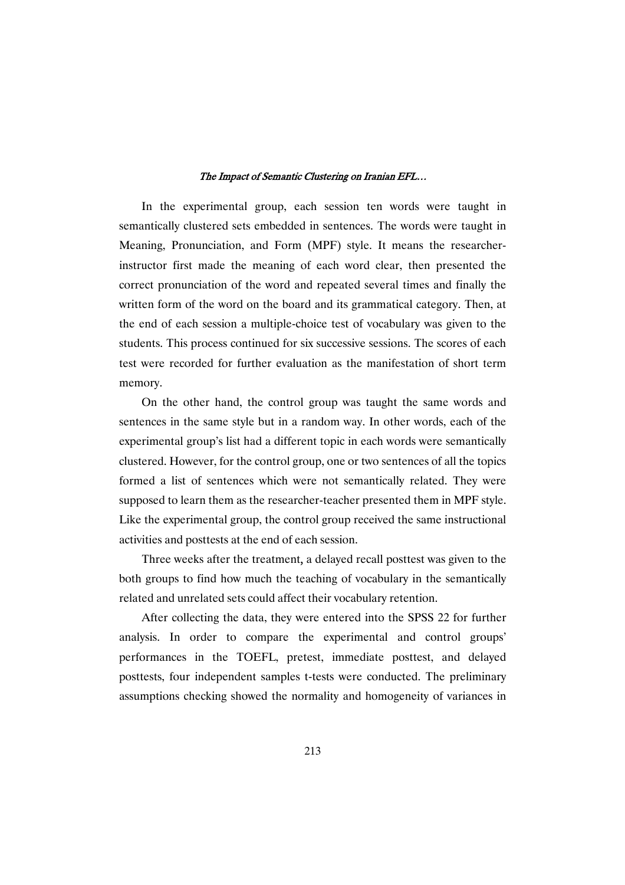In the experimental group, each session ten words were taught in semantically clustered sets embedded in sentences. The words were taught in Meaning, Pronunciation, and Form (MPF) style. It means the researcher-instructor first made the meaning of each word clear, then presented the correct pronunciation of the word and repeated several times and finally the written form of the word on the board and its grammatical category. Then, at the end of each session a multiple-choice test of vocabulary was given to the students. This process continued for six successive sessions. The scores of each test were recorded for further evaluation as the manifestation of short term memory.

On the other hand, the control group was taught the same words and sentences in the same style but in a random way. In other words, each of the experimental group's list had a different topic in each words were semantically clustered. However, for the control group, one or two sentences of all the topics formed a list of sentences which were not semantically related. They were supposed to learn them as the researcher-teacher presented them in MPF style. Like the experimental group, the control group received the same instructional activities and posttests at the end of each session.

Three weeks after the treatment, a delayed recall posttest was given to the both groups to find how much the teaching of vocabulary in the semantically related and unrelated sets could affect their vocabulary retention.

After collecting the data, they were entered into the SPSS 22 for further analysis. In order to compare the experimental and control groups' performances in the TOEFL, pretest, immediate posttest, and delayed posttests, four independent samples t-tests were conducted. The preliminary assumptions checking showed the normality and homogeneity of variances in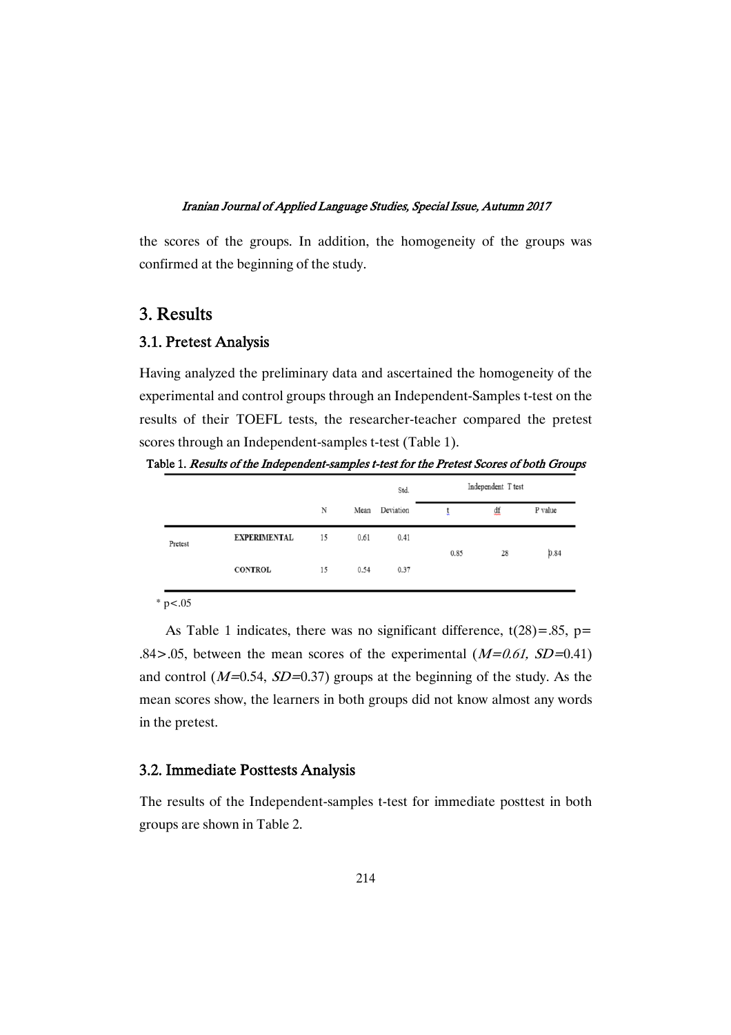the scores of the groups. In addition, the homogeneity of the groups was confirmed at the beginning of the study.

## 3. Results

### 3.1. Pretest Analysis

Having analyzed the preliminary data and ascertained the homogeneity of the experimental and control groups through an Independent-Samples t-test on the results of their TOEFL tests, the researcher-teacher compared the pretest scores through an Independent-samples t-test (Table 1).

**Table 1.** *Results of the Independent-samples t-test for the Pretest Scores of both Groups*

| | | N | Mean | Std. Deviation | Independent T test | | |
|---|---|---|---|---|---|---|---|
| | | | | | t | df | P value |
| Pretest | **EXPERIMENTAL** | 15 | 0.61 | 0.41 | 0.85 | 28 | 0.84 |
| | **CONTROL** | 15 | 0.54 | 0.37 | | | |

\* $p<.05$

As Table 1 indicates, there was no significant difference, $t(28)=.85$, $p= .84>.05$, between the mean scores of the experimental ($M=0.61$, $SD=0.41$) and control ($M=0.54$, $SD=0.37$) groups at the beginning of the study. As the mean scores show, the learners in both groups did not know almost any words in the pretest.

### 3.2. Immediate Posttests Analysis

The results of the Independent-samples t-test for immediate posttest in both groups are shown in Table 2.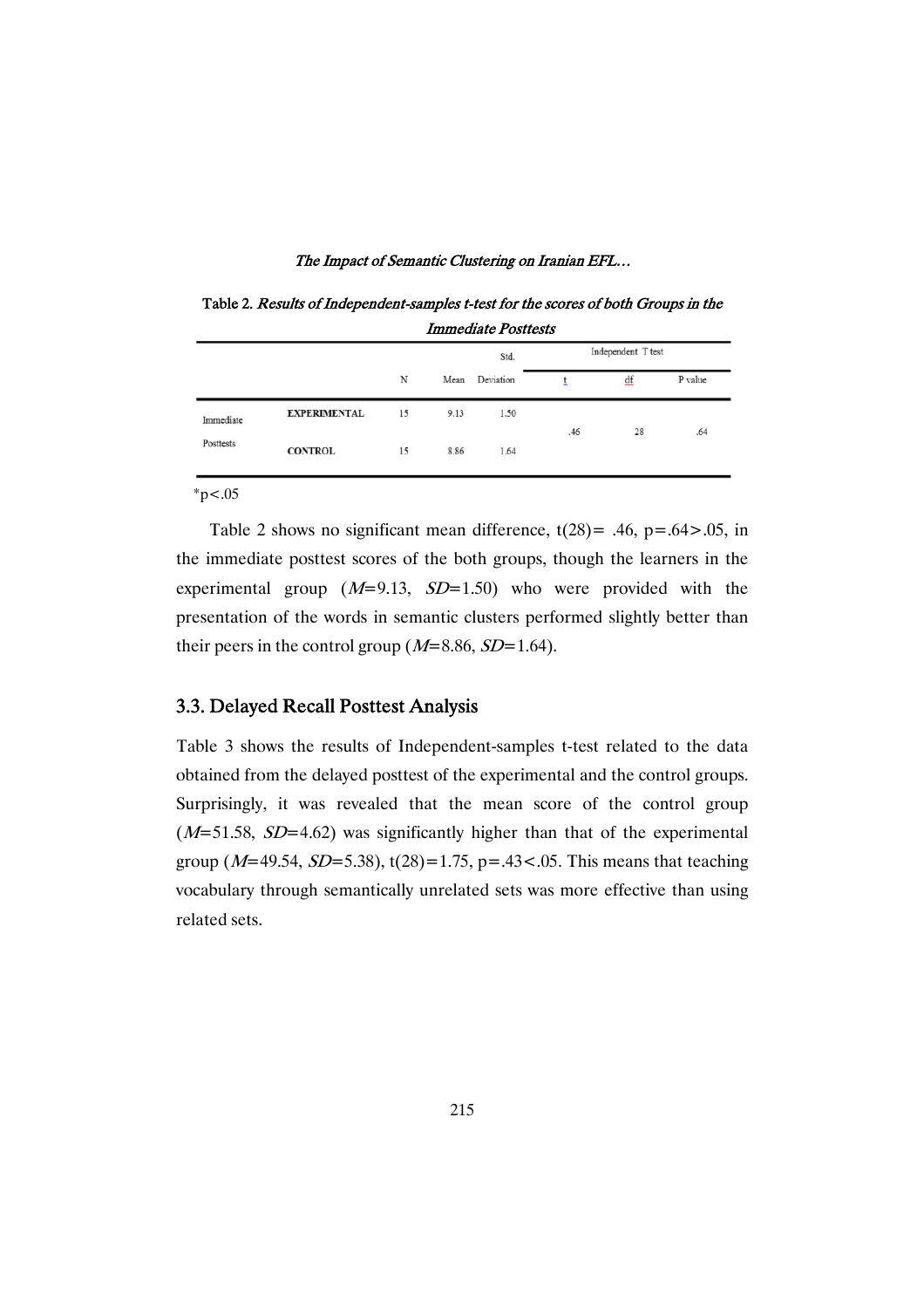Table 2. *Results of Independent-samples t-test for the scores of both Groups in the Immediate Posttests*

| | | N | Mean | Std. Deviation | Independent T test | | |
|---|---|---|---|---|---|---|---|
| | | | | | t | df | P value |
| Immediate Posttests | **EXPERIMENTAL** | 15 | 9.13 | 1.50 | .46 | 28 | .64 |
| | **CONTROL** | 15 | 8.86 | 1.64 | | | |

*p<.05

Table 2 shows no significant mean difference, t(28)= .46, p=.64>.05, in the immediate posttest scores of the both groups, though the learners in the experimental group (*M*=9.13, *SD*=1.50) who were provided with the presentation of the words in semantic clusters performed slightly better than their peers in the control group (*M*=8.86, *SD*=1.64).

## 3.3. Delayed Recall Posttest Analysis

Table 3 shows the results of Independent-samples t-test related to the data obtained from the delayed posttest of the experimental and the control groups. Surprisingly, it was revealed that the mean score of the control group (*M*=51.58, *SD*=4.62) was significantly higher than that of the experimental group (*M*=49.54, *SD*=5.38), t(28)=1.75, p=.43<.05. This means that teaching vocabulary through semantically unrelated sets was more effective than using related sets.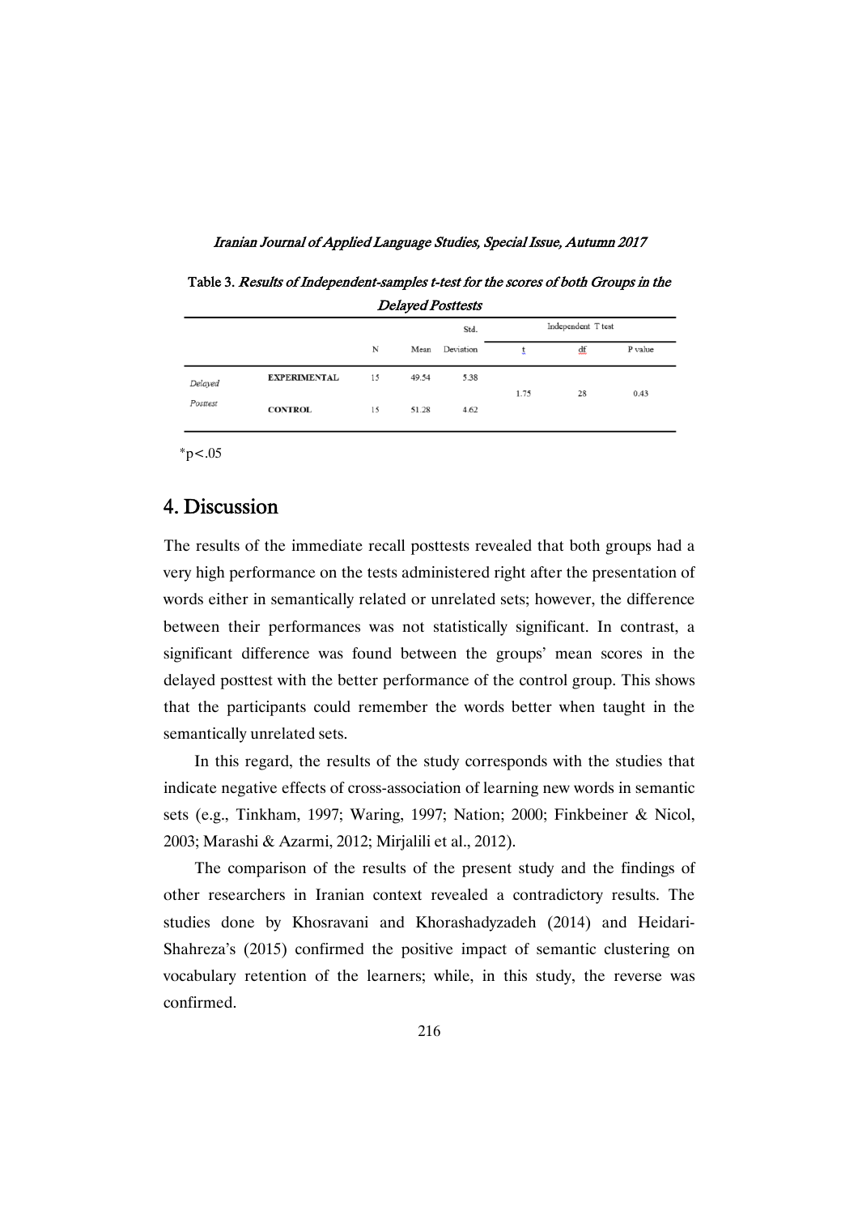Table 3. *Results of Independent-samples t-test for the scores of both Groups in the Delayed Posttests*

| | | N | Mean | Std. Deviation | Independent T test t | df | P value |
|---|---|---|---|---|---|---|---|
| *Delayed Posttest* | EXPERIMENTAL | 15 | 49.54 | 5.38 | 1.75 | 28 | 0.43 |
| | CONTROL | 15 | 51.28 | 4.62 | | | |

$^{*}p<.05$

## 4. Discussion

The results of the immediate recall posttests revealed that both groups had a very high performance on the tests administered right after the presentation of words either in semantically related or unrelated sets; however, the difference between their performances was not statistically significant. In contrast, a significant difference was found between the groups' mean scores in the delayed posttest with the better performance of the control group. This shows that the participants could remember the words better when taught in the semantically unrelated sets.

In this regard, the results of the study corresponds with the studies that indicate negative effects of cross-association of learning new words in semantic sets (e.g., Tinkham, 1997; Waring, 1997; Nation; 2000; Finkbeiner & Nicol, 2003; Marashi & Azarmi, 2012; Mirjalili et al., 2012).

The comparison of the results of the present study and the findings of other researchers in Iranian context revealed a contradictory results. The studies done by Khosravani and Khorashadyzadeh (2014) and Heidari-Shahreza's (2015) confirmed the positive impact of semantic clustering on vocabulary retention of the learners; while, in this study, the reverse was confirmed.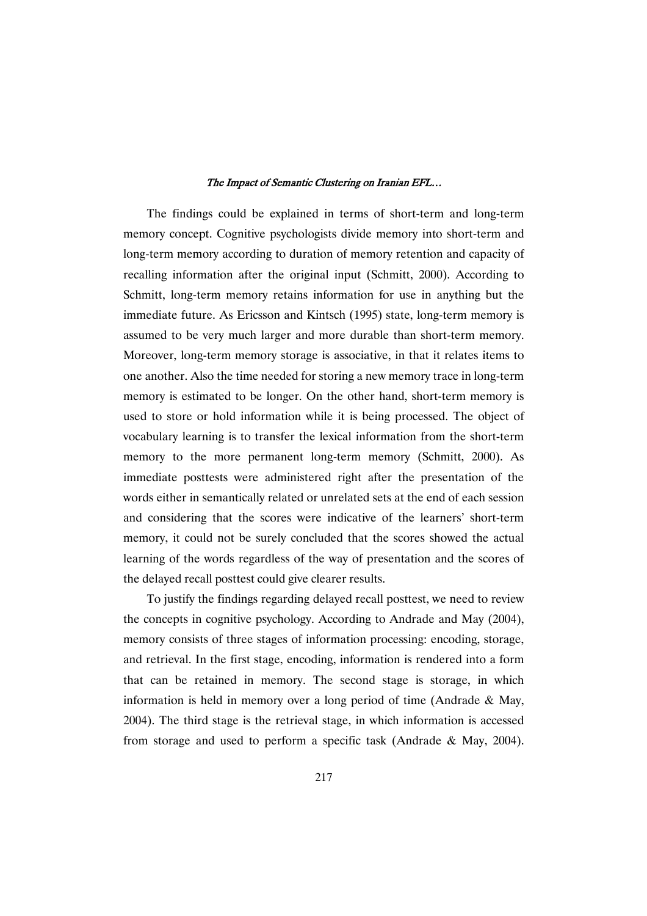The findings could be explained in terms of short-term and long-term memory concept. Cognitive psychologists divide memory into short-term and long-term memory according to duration of memory retention and capacity of recalling information after the original input (Schmitt, 2000). According to Schmitt, long-term memory retains information for use in anything but the immediate future. As Ericsson and Kintsch (1995) state, long-term memory is assumed to be very much larger and more durable than short-term memory. Moreover, long-term memory storage is associative, in that it relates items to one another. Also the time needed for storing a new memory trace in long-term memory is estimated to be longer. On the other hand, short-term memory is used to store or hold information while it is being processed. The object of vocabulary learning is to transfer the lexical information from the short-term memory to the more permanent long-term memory (Schmitt, 2000). As immediate posttests were administered right after the presentation of the words either in semantically related or unrelated sets at the end of each session and considering that the scores were indicative of the learners' short-term memory, it could not be surely concluded that the scores showed the actual learning of the words regardless of the way of presentation and the scores of the delayed recall posttest could give clearer results.

To justify the findings regarding delayed recall posttest, we need to review the concepts in cognitive psychology. According to Andrade and May (2004), memory consists of three stages of information processing: encoding, storage, and retrieval. In the first stage, encoding, information is rendered into a form that can be retained in memory. The second stage is storage, in which information is held in memory over a long period of time (Andrade & May, 2004). The third stage is the retrieval stage, in which information is accessed from storage and used to perform a specific task (Andrade & May, 2004).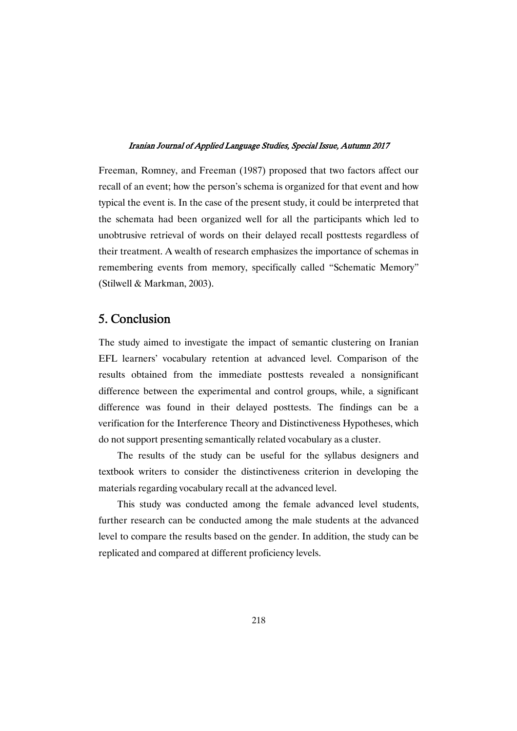Freeman, Romney, and Freeman (1987) proposed that two factors affect our recall of an event; how the person's schema is organized for that event and how typical the event is. In the case of the present study, it could be interpreted that the schemata had been organized well for all the participants which led to unobtrusive retrieval of words on their delayed recall posttests regardless of their treatment. A wealth of research emphasizes the importance of schemas in remembering events from memory, specifically called "Schematic Memory" (Stilwell & Markman, 2003).

## 5. Conclusion

The study aimed to investigate the impact of semantic clustering on Iranian EFL learners' vocabulary retention at advanced level. Comparison of the results obtained from the immediate posttests revealed a nonsignificant difference between the experimental and control groups, while, a significant difference was found in their delayed posttests. The findings can be a verification for the Interference Theory and Distinctiveness Hypotheses, which do not support presenting semantically related vocabulary as a cluster.

The results of the study can be useful for the syllabus designers and textbook writers to consider the distinctiveness criterion in developing the materials regarding vocabulary recall at the advanced level.

This study was conducted among the female advanced level students, further research can be conducted among the male students at the advanced level to compare the results based on the gender. In addition, the study can be replicated and compared at different proficiency levels.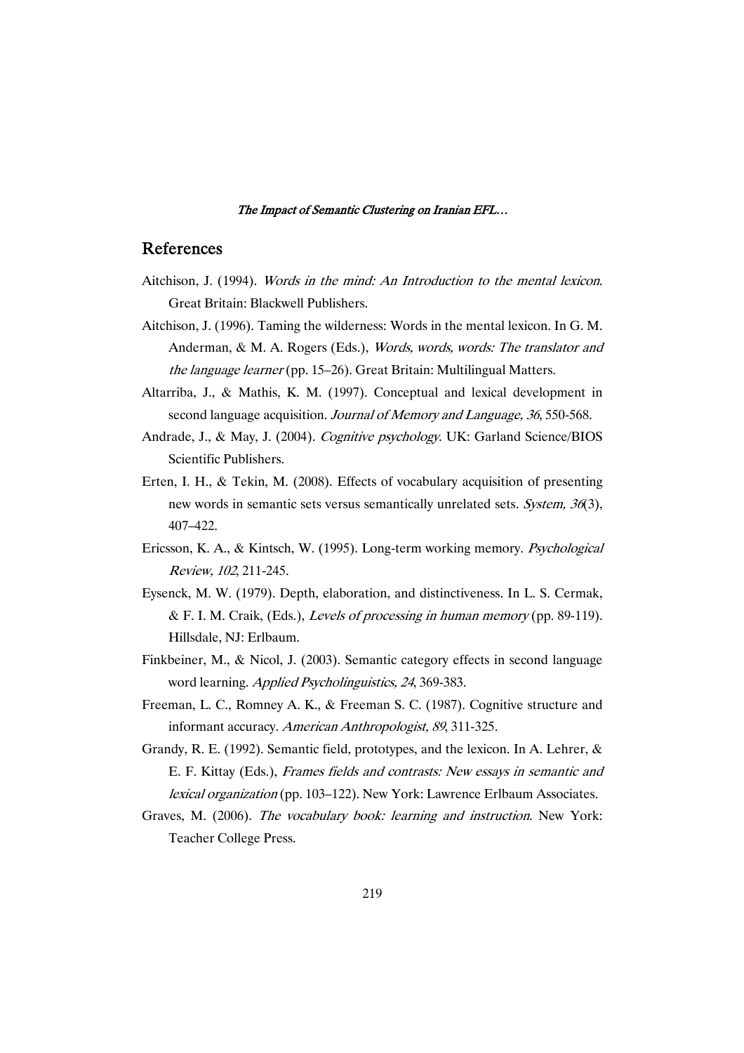## References

Aitchison, J. (1994). *Words in the mind: An Introduction to the mental lexicon*. Great Britain: Blackwell Publishers.

Aitchison, J. (1996). Taming the wilderness: Words in the mental lexicon. In G. M. Anderman, & M. A. Rogers (Eds.), *Words, words, words: The translator and the language learner* (pp. 15–26). Great Britain: Multilingual Matters.

Altarriba, J., & Mathis, K. M. (1997). Conceptual and lexical development in second language acquisition. *Journal of Memory and Language, 36*, 550-568.

Andrade, J., & May, J. (2004). *Cognitive psychology*. UK: Garland Science/BIOS Scientific Publishers.

Erten, I. H., & Tekin, M. (2008). Effects of vocabulary acquisition of presenting new words in semantic sets versus semantically unrelated sets. *System, 36*(3), 407–422.

Ericsson, K. A., & Kintsch, W. (1995). Long-term working memory. *Psychological Review, 102*, 211-245.

Eysenck, M. W. (1979). Depth, elaboration, and distinctiveness. In L. S. Cermak, & F. I. M. Craik, (Eds.), *Levels of processing in human memory* (pp. 89-119). Hillsdale, NJ: Erlbaum.

Finkbeiner, M., & Nicol, J. (2003). Semantic category effects in second language word learning. *Applied Psycholinguistics, 24*, 369-383.

Freeman, L. C., Romney A. K., & Freeman S. C. (1987). Cognitive structure and informant accuracy. *American Anthropologist, 89*, 311-325.

Grandy, R. E. (1992). Semantic field, prototypes, and the lexicon. In A. Lehrer, & E. F. Kittay (Eds.), *Frames fields and contrasts: New essays in semantic and lexical organization* (pp. 103–122). New York: Lawrence Erlbaum Associates.

Graves, M. (2006). *The vocabulary book: learning and instruction*. New York: Teacher College Press.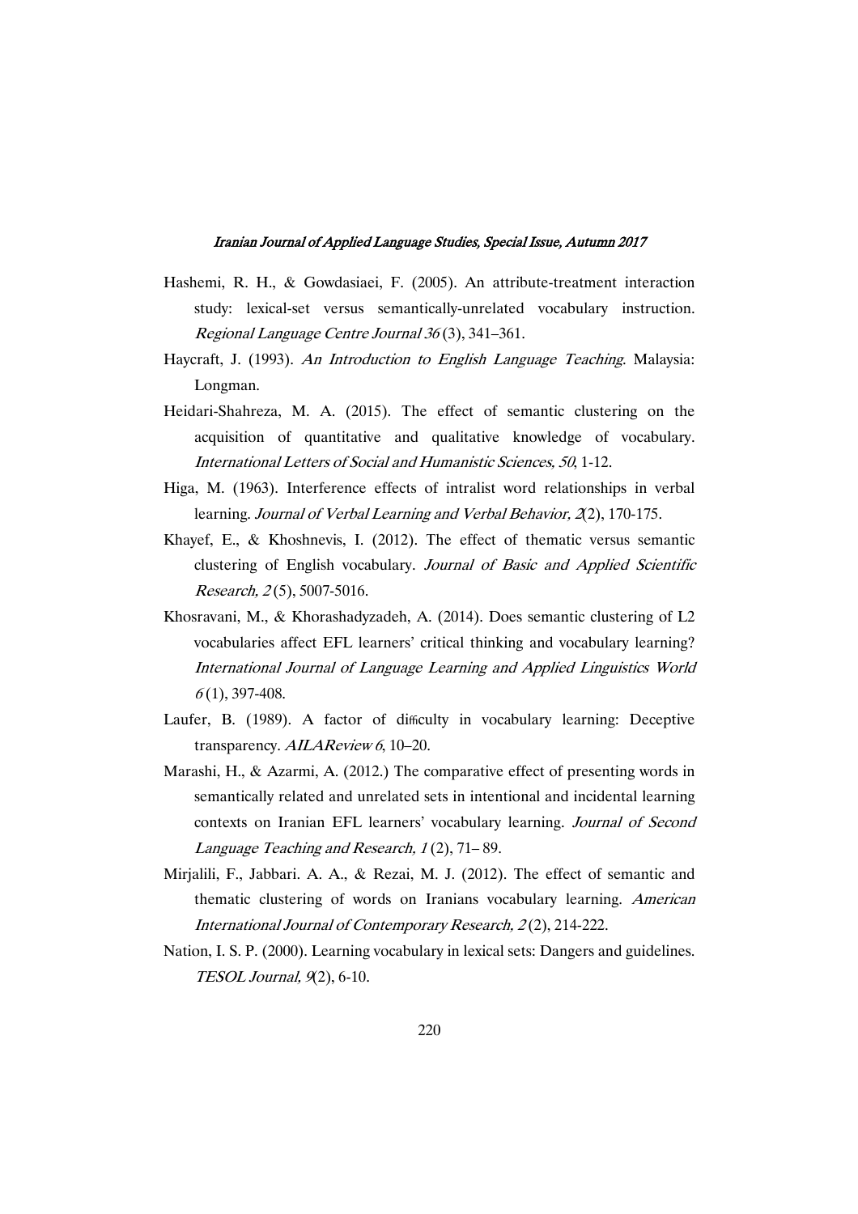Hashemi, R. H., & Gowdasiaei, F. (2005). An attribute-treatment interaction study: lexical-set versus semantically-unrelated vocabulary instruction. *Regional Language Centre Journal 36* (3), 341–361.

Haycraft, J. (1993). *An Introduction to English Language Teaching*. Malaysia: Longman.

Heidari-Shahreza, M. A. (2015). The effect of semantic clustering on the acquisition of quantitative and qualitative knowledge of vocabulary. *International Letters of Social and Humanistic Sciences, 50*, 1-12.

Higa, M. (1963). Interference effects of intralist word relationships in verbal learning. *Journal of Verbal Learning and Verbal Behavior, 2*(2), 170-175.

Khayef, E., & Khoshnevis, I. (2012). The effect of thematic versus semantic clustering of English vocabulary. *Journal of Basic and Applied Scientific Research, 2* (5), 5007-5016.

Khosravani, M., & Khorashadyzadeh, A. (2014). Does semantic clustering of L2 vocabularies affect EFL learners' critical thinking and vocabulary learning? *International Journal of Language Learning and Applied Linguistics World 6* (1), 397-408.

Laufer, B. (1989). A factor of difficulty in vocabulary learning: Deceptive transparency. *AILAReview 6*, 10–20.

Marashi, H., & Azarmi, A. (2012.) The comparative effect of presenting words in semantically related and unrelated sets in intentional and incidental learning contexts on Iranian EFL learners' vocabulary learning. *Journal of Second Language Teaching and Research, 1* (2), 71– 89.

Mirjalili, F., Jabbari. A. A., & Rezai, M. J. (2012). The effect of semantic and thematic clustering of words on Iranians vocabulary learning. *American International Journal of Contemporary Research, 2* (2), 214-222.

Nation, I. S. P. (2000). Learning vocabulary in lexical sets: Dangers and guidelines. *TESOL Journal, 9*(2), 6-10.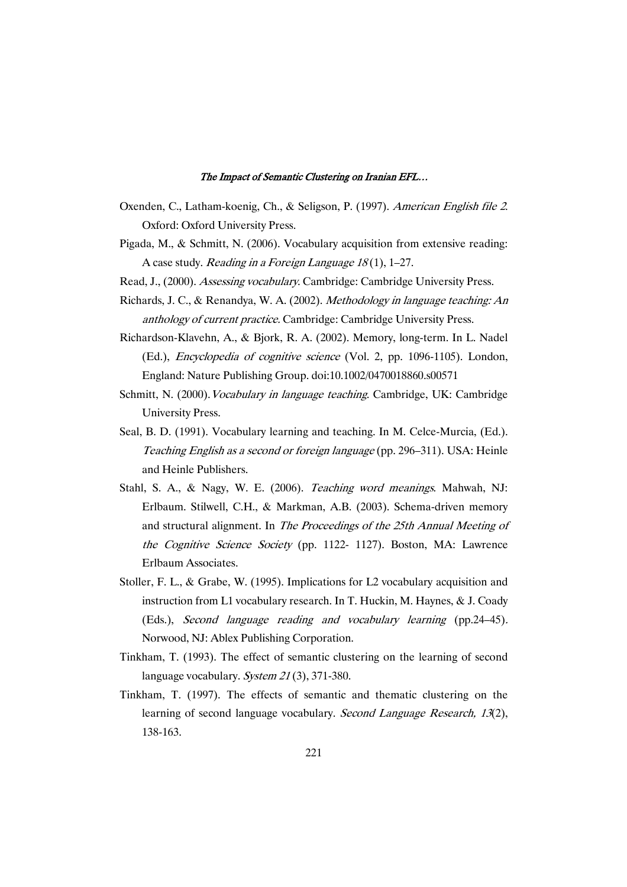Oxenden, C., Latham-koenig, Ch., & Seligson, P. (1997). *American English file 2*. Oxford: Oxford University Press.

Pigada, M., & Schmitt, N. (2006). Vocabulary acquisition from extensive reading: A case study. *Reading in a Foreign Language 18* (1), 1–27.

Read, J., (2000). *Assessing vocabulary*. Cambridge: Cambridge University Press.

Richards, J. C., & Renandya, W. A. (2002). *Methodology in language teaching: An anthology of current practice*. Cambridge: Cambridge University Press.

Richardson-Klavehn, A., & Bjork, R. A. (2002). Memory, long-term. In L. Nadel (Ed.), *Encyclopedia of cognitive science* (Vol. 2, pp. 1096-1105). London, England: Nature Publishing Group. doi:10.1002/0470018860.s00571

Schmitt, N. (2000). *Vocabulary in language teaching*. Cambridge, UK: Cambridge University Press.

Seal, B. D. (1991). Vocabulary learning and teaching. In M. Celce-Murcia, (Ed.). *Teaching English as a second or foreign language* (pp. 296–311). USA: Heinle and Heinle Publishers.

Stahl, S. A., & Nagy, W. E. (2006). *Teaching word meanings*. Mahwah, NJ: Erlbaum. Stilwell, C.H., & Markman, A.B. (2003). Schema-driven memory and structural alignment. In *The Proceedings of the 25th Annual Meeting of the Cognitive Science Society* (pp. 1122- 1127). Boston, MA: Lawrence Erlbaum Associates.

Stoller, F. L., & Grabe, W. (1995). Implications for L2 vocabulary acquisition and instruction from L1 vocabulary research. In T. Huckin, M. Haynes, & J. Coady (Eds.), *Second language reading and vocabulary learning* (pp.24–45). Norwood, NJ: Ablex Publishing Corporation.

Tinkham, T. (1993). The effect of semantic clustering on the learning of second language vocabulary. *System 21* (3), 371-380.

Tinkham, T. (1997). The effects of semantic and thematic clustering on the learning of second language vocabulary. *Second Language Research, 13*(2), 138-163.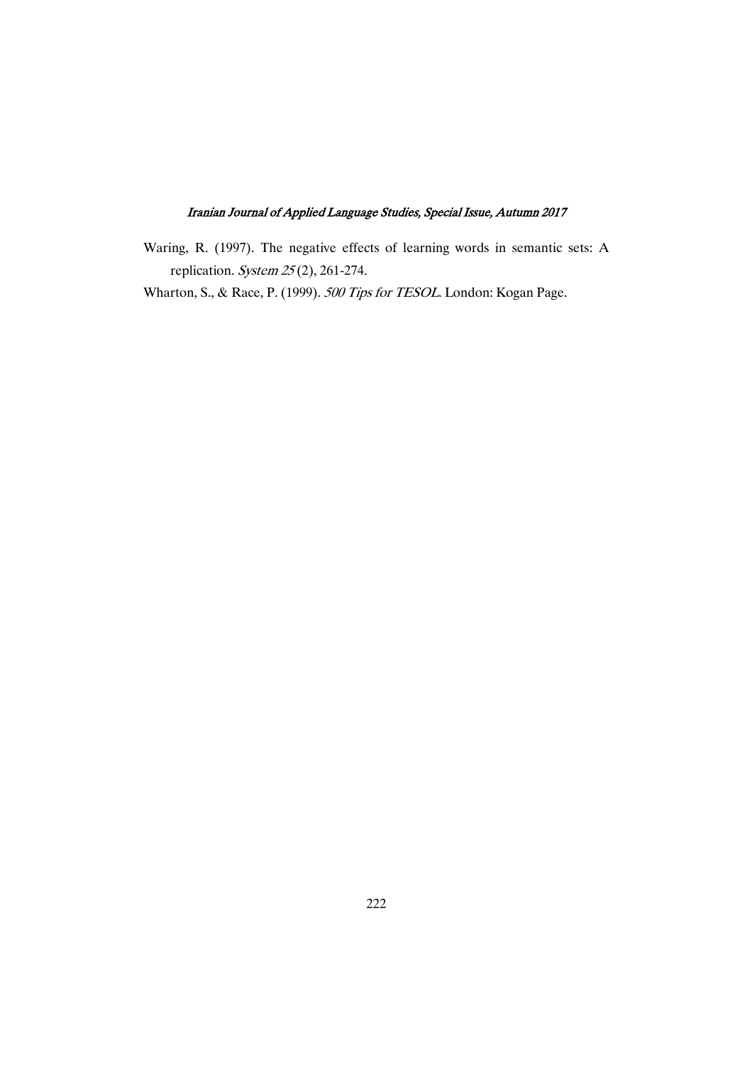Waring, R. (1997). The negative effects of learning words in semantic sets: A replication. *System 25* (2), 261-274.

Wharton, S., & Race, P. (1999). *500 Tips for TESOL*. London: Kogan Page.